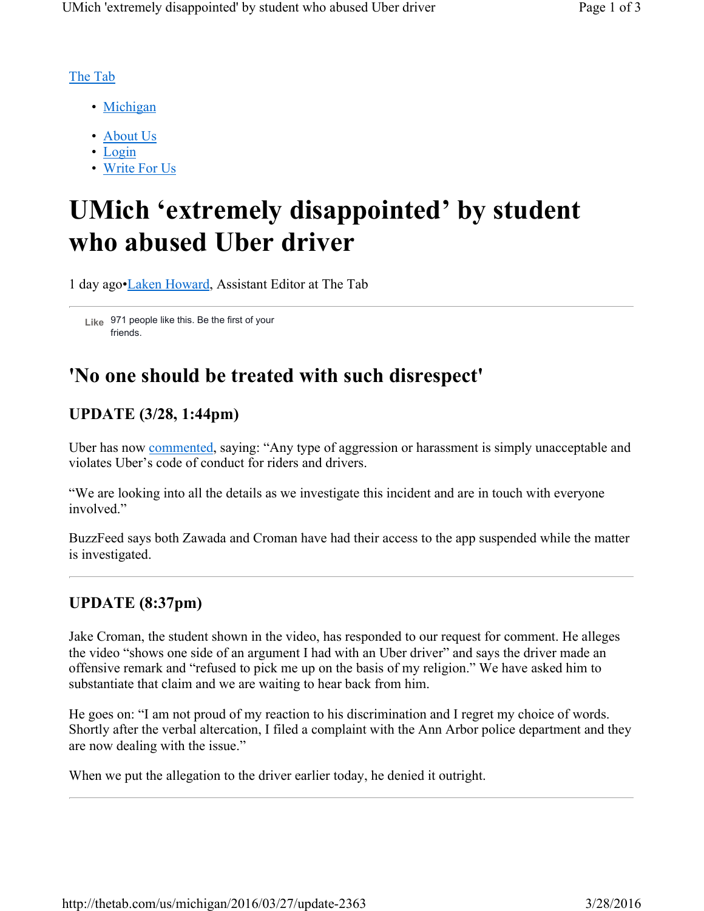[The Tab](#)

- [Michigan](#)

- [About Us](#)
- [Login](#)
- [Write For Us](#)

# UMich 'extremely disappointed' by student who abused Uber driver

1 day ago•[Laken Howard](#), Assistant Editor at The Tab

Like 971 people like this. Be the first of your friends.

## 'No one should be treated with such disrespect'

### UPDATE (3/28, 1:44pm)

Uber has now [commented](#), saying: "Any type of aggression or harassment is simply unacceptable and violates Uber's code of conduct for riders and drivers.

"We are looking into all the details as we investigate this incident and are in touch with everyone involved."

BuzzFeed says both Zawada and Croman have had their access to the app suspended while the matter is investigated.

---

### UPDATE (8:37pm)

Jake Croman, the student shown in the video, has responded to our request for comment. He alleges the video "shows one side of an argument I had with an Uber driver" and says the driver made an offensive remark and "refused to pick me up on the basis of my religion." We have asked him to substantiate that claim and we are waiting to hear back from him.

He goes on: "I am not proud of my reaction to his discrimination and I regret my choice of words. Shortly after the verbal altercation, I filed a complaint with the Ann Arbor police department and they are now dealing with the issue."

When we put the allegation to the driver earlier today, he denied it outright.

---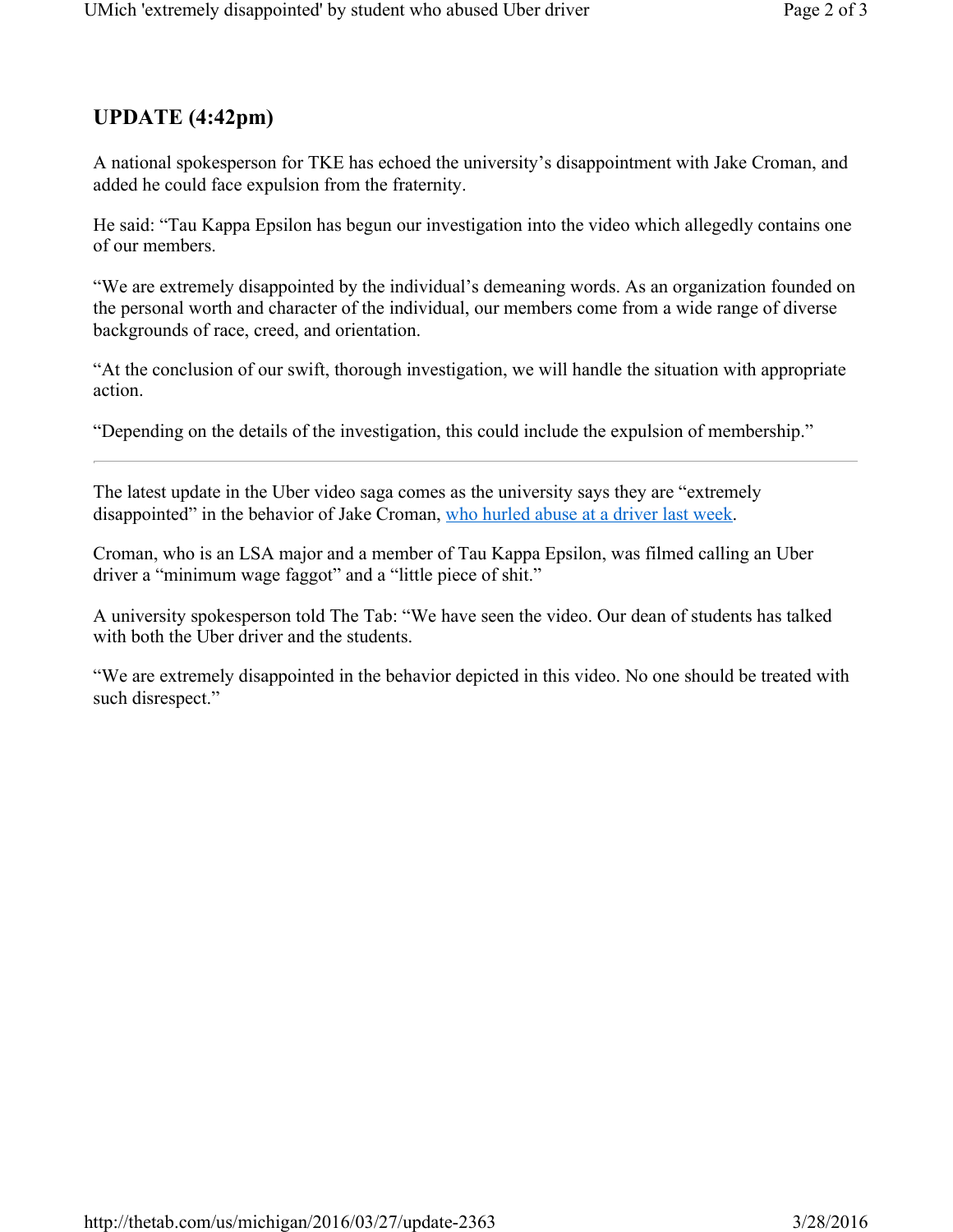## UPDATE (4:42pm)

A national spokesperson for TKE has echoed the university's disappointment with Jake Croman, and added he could face expulsion from the fraternity.

He said: "Tau Kappa Epsilon has begun our investigation into the video which allegedly contains one of our members.

"We are extremely disappointed by the individual's demeaning words. As an organization founded on the personal worth and character of the individual, our members come from a wide range of diverse backgrounds of race, creed, and orientation.

"At the conclusion of our swift, thorough investigation, we will handle the situation with appropriate action.

"Depending on the details of the investigation, this could include the expulsion of membership."

---

The latest update in the Uber video saga comes as the university says they are "extremely disappointed" in the behavior of Jake Croman, [who hurled abuse at a driver last week](#).

Croman, who is an LSA major and a member of Tau Kappa Epsilon, was filmed calling an Uber driver a "minimum wage faggot" and a "little piece of shit."

A university spokesperson told The Tab: "We have seen the video. Our dean of students has talked with both the Uber driver and the students.

"We are extremely disappointed in the behavior depicted in this video. No one should be treated with such disrespect."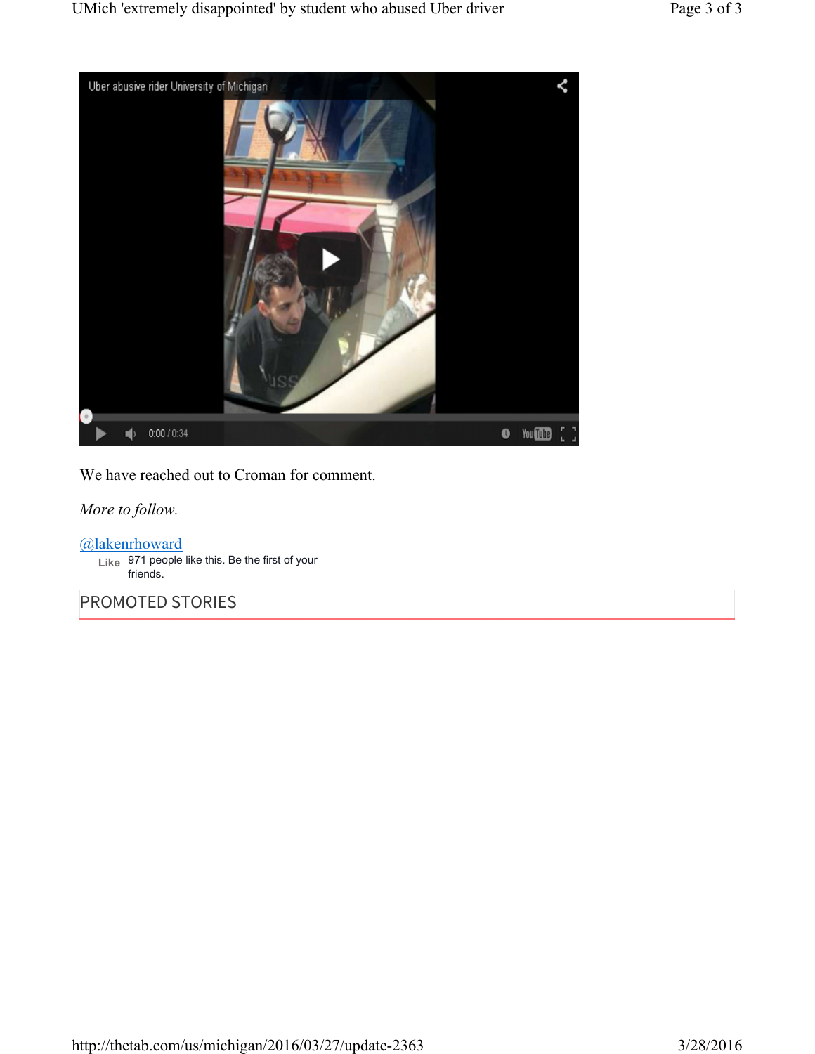We have reached out to Croman for comment.

*More to follow.*

@lakenrhoward

Like 971 people like this. Be the first of your friends.

PROMOTED STORIES